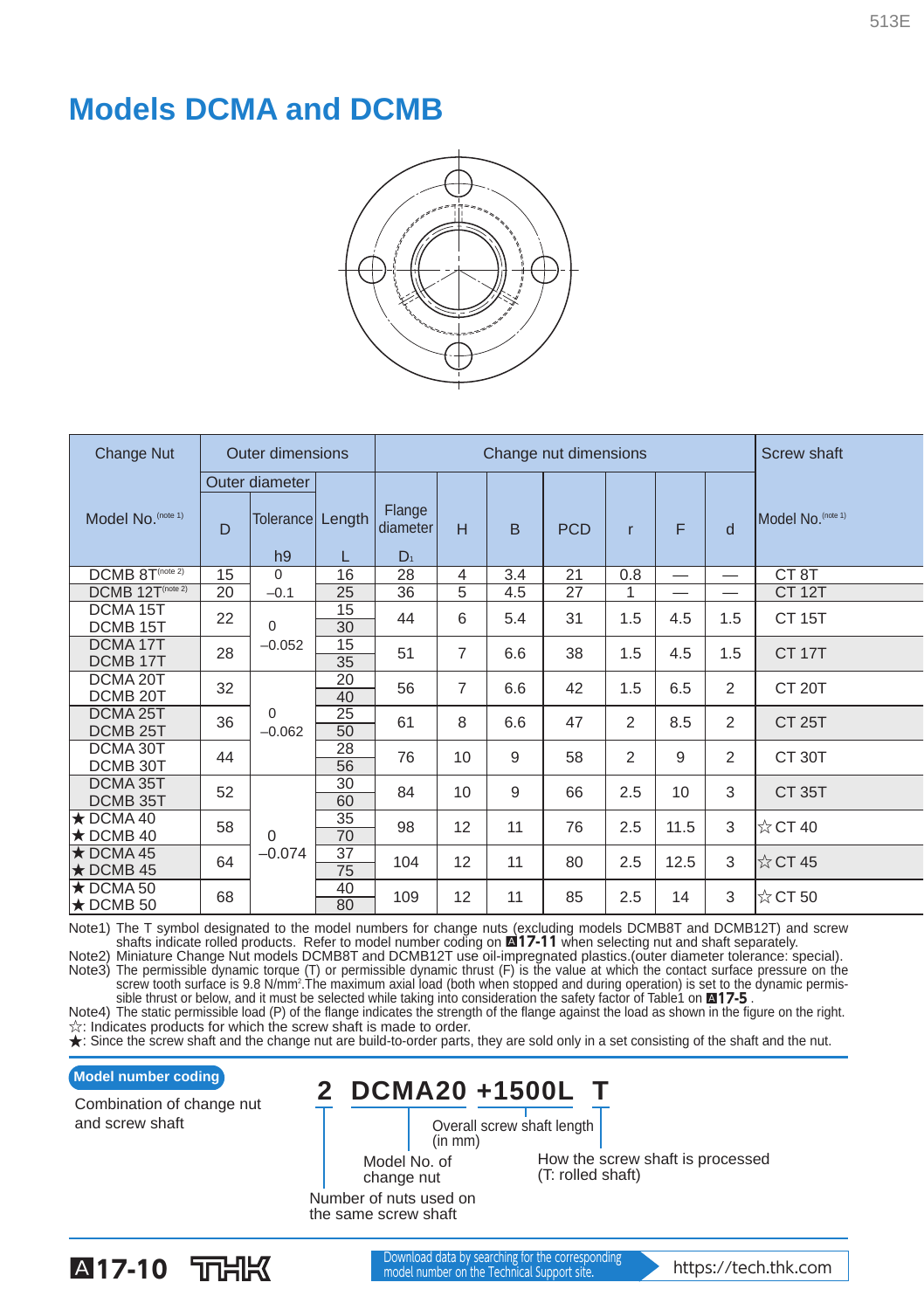# Models DCMA and DCMB

| Change Nut Model No.(note 1) | Outer dimensions | | | Change nut dimensions | | | | | | | Screw shaft Model No.(note 1) |
|---|---|---|---|---|---|---|---|---|---|---|---|
| | Outer diameter D | Tolerance h9 | Length L | Flange diameter $D_1$ | H | B | PCD | r | F | d | |
| DCMB 8T(note 2) | 15 | 0 | 16 | 28 | 4 | 3.4 | 21 | 0.8 | — | — | CT 8T |
| DCMB 12T(note 2) | 20 | −0.1 | 25 | 36 | 5 | 4.5 | 27 | 1 | — | — | CT 12T |
| DCMA 15T / DCMB 15T | 22 | 0 −0.052 | 15 / 30 | 44 | 6 | 5.4 | 31 | 1.5 | 4.5 | 1.5 | CT 15T |
| DCMA 17T / DCMB 17T | 28 | | 15 / 35 | 51 | 7 | 6.6 | 38 | 1.5 | 4.5 | 1.5 | CT 17T |
| DCMA 20T / DCMB 20T | 32 | 0 −0.062 | 20 / 40 | 56 | 7 | 6.6 | 42 | 1.5 | 6.5 | 2 | CT 20T |
| DCMA 25T / DCMB 25T | 36 | | 25 / 50 | 61 | 8 | 6.6 | 47 | 2 | 8.5 | 2 | CT 25T |
| DCMA 30T / DCMB 30T | 44 | | 28 / 56 | 76 | 10 | 9 | 58 | 2 | 9 | 2 | CT 30T |
| DCMA 35T / DCMB 35T | 52 | 0 −0.074 | 30 / 60 | 84 | 10 | 9 | 66 | 2.5 | 10 | 3 | CT 35T |
| ★ DCMA 40 / ★ DCMB 40 | 58 | | 35 / 70 | 98 | 12 | 11 | 76 | 2.5 | 11.5 | 3 | ☆CT 40 |
| ★ DCMA 45 / ★ DCMB 45 | 64 | | 37 / 75 | 104 | 12 | 11 | 80 | 2.5 | 12.5 | 3 | ☆CT 45 |
| ★ DCMA 50 / ★ DCMB 50 | 68 | | 40 / 80 | 109 | 12 | 11 | 85 | 2.5 | 14 | 3 | ☆CT 50 |

Note1) The T symbol designated to the model numbers for change nuts (excluding models DCMB8T and DCMB12T) and screw shafts indicate rolled products. Refer to model number coding on **A17-11** when selecting nut and shaft separately.
Note2) Miniature Change Nut models DCMB8T and DCMB12T use oil-impregnated plastics.(outer diameter tolerance: special).
Note3) The permissible dynamic torque (T) or permissible dynamic thrust (F) is the value at which the contact surface pressure on the screw tooth surface is 9.8 N/mm². The maximum axial load (both when stopped and during operation) is set to the dynamic permissible thrust or below, and it must be selected while taking into consideration the safety factor of Table1 on **A17-5**.
Note4) The static permissible load (P) of the flange indicates the strength of the flange against the load as shown in the figure on the right.
☆: Indicates products for which the screw shaft is made to order.
★: Since the screw shaft and the change nut are build-to-order parts, they are sold only in a set consisting of the shaft and the nut.

**Model number coding**

Combination of change nut and screw shaft

**2 DCMA20 +1500L T**

- 2: Number of nuts used on the same screw shaft
- DCMA20: Model No. of change nut
- +1500L: Overall screw shaft length (in mm)
- T: How the screw shaft is processed (T: rolled shaft)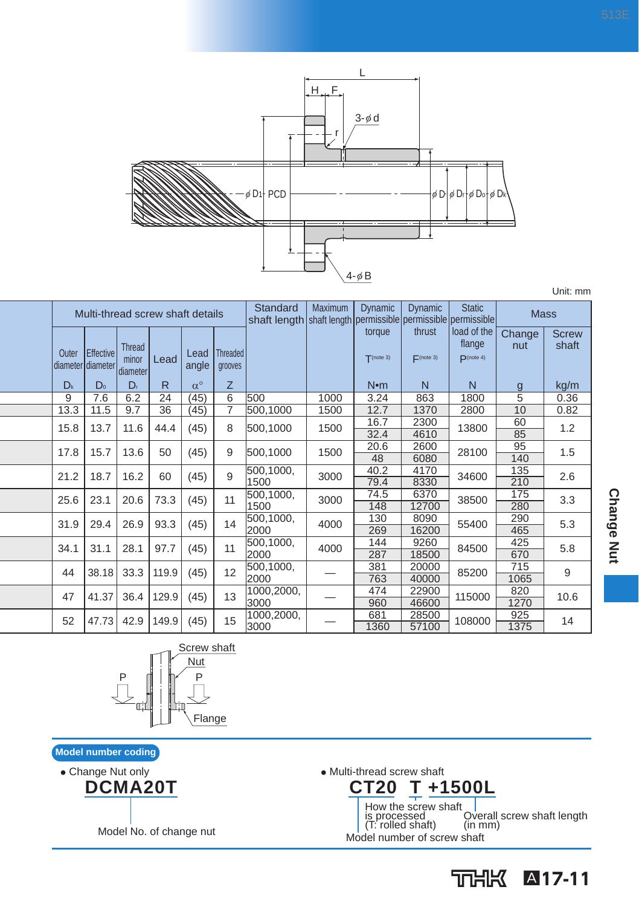L

H F

3-φd

r

φD1 PCD

φD φDr φD0 φDk

4-φB

Unit: mm

| Multi-thread screw shaft details | | | | | | Standard shaft length | Maximum shaft length | Dynamic permissible torque | Dynamic permissible thrust | Static permissible load of the flange | Mass | |
|---|---|---|---|---|---|---|---|---|---|---|---|---|
| Outer diameter | Effective diameter | Thread minor diameter | Lead | Lead angle | Threaded grooves | | | T(note 3) | F(note 3) | P(note 4) | Change nut | Screw shaft |
| $D_k$ | $D_0$ | $D_r$ | R | α° | Z | | | N•m | N | N | g | kg/m |
| 9 | 7.6 | 6.2 | 24 | (45) | 6 | 500 | 1000 | 3.24 | 863 | 1800 | 5 | 0.36 |
| 13.3 | 11.5 | 9.7 | 36 | (45) | 7 | 500,1000 | 1500 | 12.7 | 1370 | 2800 | 10 | 0.82 |
| 15.8 | 13.7 | 11.6 | 44.4 | (45) | 8 | 500,1000 | 1500 | 16.7 / 32.4 | 2300 / 4610 | 13800 | 60 / 85 | 1.2 |
| 17.8 | 15.7 | 13.6 | 50 | (45) | 9 | 500,1000 | 1500 | 20.6 / 48 | 2600 / 6080 | 28100 | 95 / 140 | 1.5 |
| 21.2 | 18.7 | 16.2 | 60 | (45) | 9 | 500,1000, 1500 | 3000 | 40.2 / 79.4 | 4170 / 8330 | 34600 | 135 / 210 | 2.6 |
| 25.6 | 23.1 | 20.6 | 73.3 | (45) | 11 | 500,1000, 1500 | 3000 | 74.5 / 148 | 6370 / 12700 | 38500 | 175 / 280 | 3.3 |
| 31.9 | 29.4 | 26.9 | 93.3 | (45) | 14 | 500,1000, 2000 | 4000 | 130 / 269 | 8090 / 16200 | 55400 | 290 / 465 | 5.3 |
| 34.1 | 31.1 | 28.1 | 97.7 | (45) | 11 | 500,1000, 2000 | 4000 | 144 / 287 | 9260 / 18500 | 84500 | 425 / 670 | 5.8 |
| 44 | 38.18 | 33.3 | 119.9 | (45) | 12 | 500,1000, 2000 | — | 381 / 763 | 20000 / 40000 | 85200 | 715 / 1065 | 9 |
| 47 | 41.37 | 36.4 | 129.9 | (45) | 13 | 1000,2000, 3000 | — | 474 / 960 | 22900 / 46600 | 115000 | 820 / 1270 | 10.6 |
| 52 | 47.73 | 42.9 | 149.9 | (45) | 15 | 1000,2000, 3000 | — | 681 / 1360 | 28500 / 57100 | 108000 | 925 / 1375 | 14 |

Screw shaft

Nut

P P

Flange

## Model number coding

- Change Nut only

**DCMA20T**

Model No. of change nut

- Multi-thread screw shaft

**CT20 T +1500L**

Model number of screw shaft

How the screw shaft is processed (T: rolled shaft)

Overall screw shaft length (in mm)